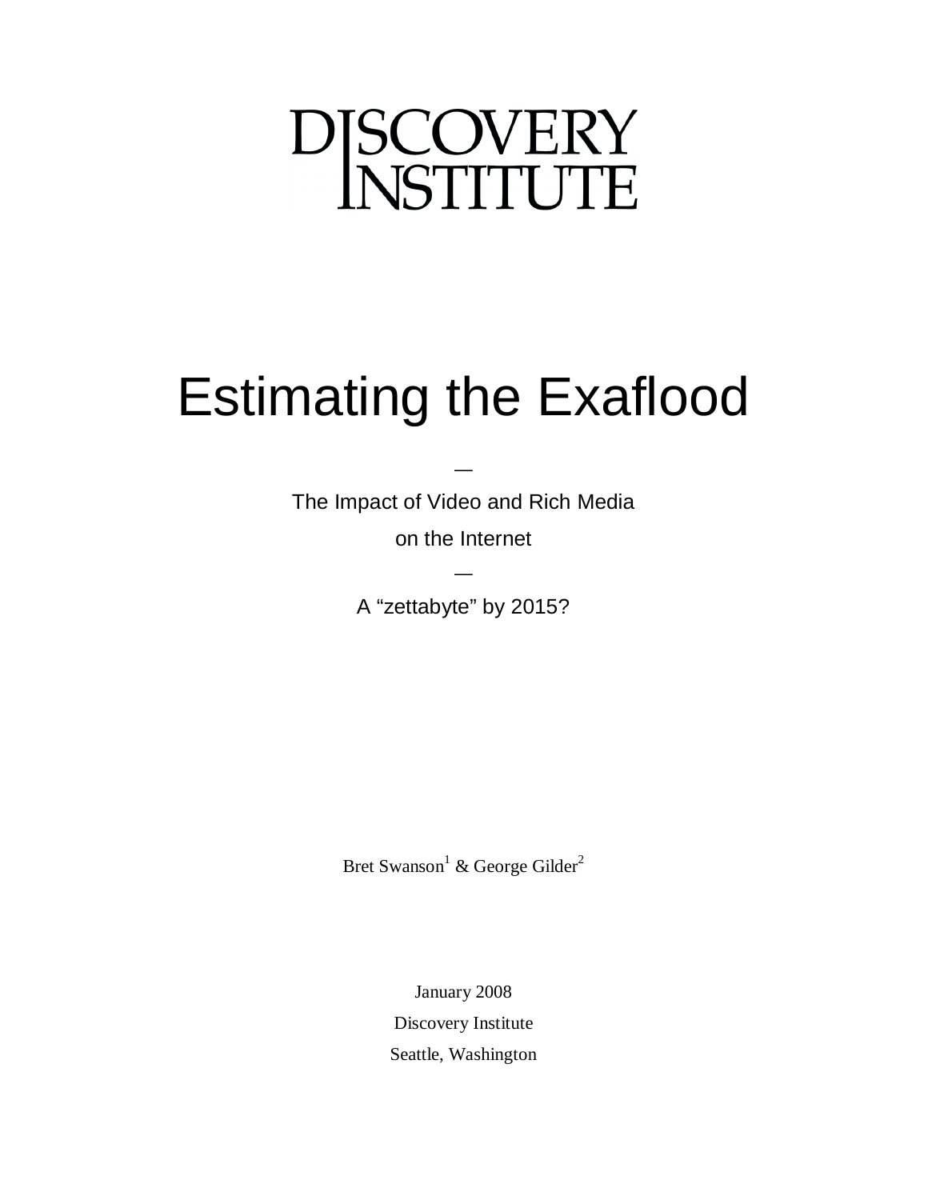DISCOVERY INSTITUTE

# Estimating the Exaflood

—

The Impact of Video and Rich Media

on the Internet

—

A "zettabyte" by 2015?

Bret Swanson[1] & George Gilder[2]

January 2008

Discovery Institute

Seattle, Washington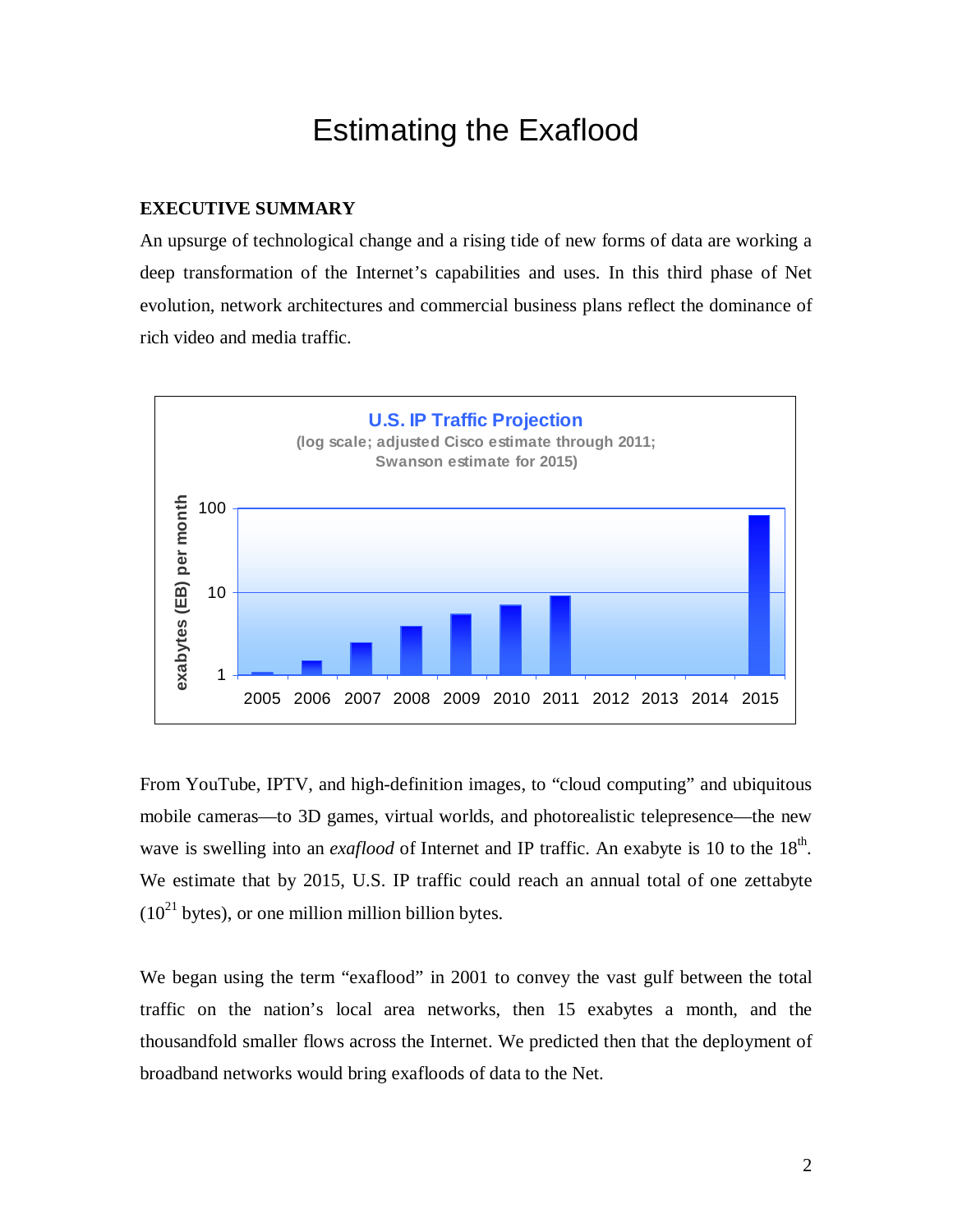# Estimating the Exaflood

**EXECUTIVE SUMMARY**

An upsurge of technological change and a rising tide of new forms of data are working a deep transformation of the Internet's capabilities and uses. In this third phase of Net evolution, network architectures and commercial business plans reflect the dominance of rich video and media traffic.

From YouTube, IPTV, and high-definition images, to "cloud computing" and ubiquitous mobile cameras—to 3D games, virtual worlds, and photorealistic telepresence—the new wave is swelling into an *exaflood* of Internet and IP traffic. An exabyte is 10 to the 18th. We estimate that by 2015, U.S. IP traffic could reach an annual total of one zettabyte ($10^{21}$ bytes), or one million million billion bytes.

We began using the term "exaflood" in 2001 to convey the vast gulf between the total traffic on the nation's local area networks, then 15 exabytes a month, and the thousandfold smaller flows across the Internet. We predicted then that the deployment of broadband networks would bring exafloods of data to the Net.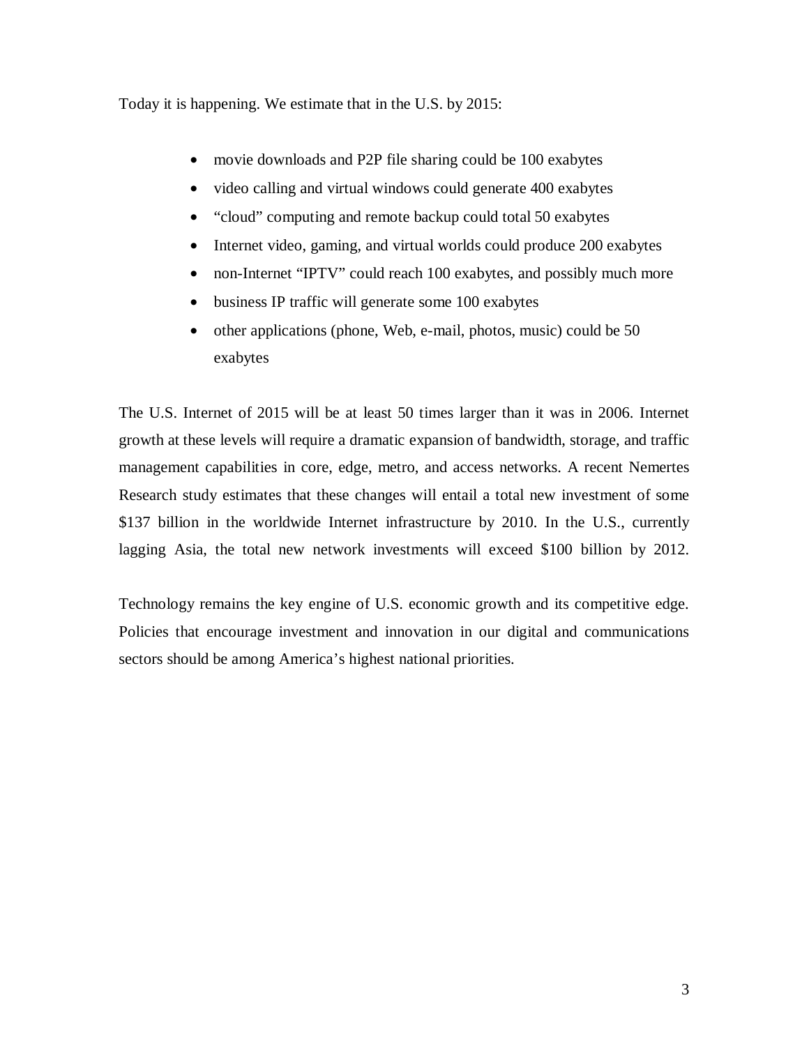Today it is happening. We estimate that in the U.S. by 2015:

- movie downloads and P2P file sharing could be 100 exabytes
- video calling and virtual windows could generate 400 exabytes
- "cloud" computing and remote backup could total 50 exabytes
- Internet video, gaming, and virtual worlds could produce 200 exabytes
- non-Internet "IPTV" could reach 100 exabytes, and possibly much more
- business IP traffic will generate some 100 exabytes
- other applications (phone, Web, e-mail, photos, music) could be 50 exabytes

The U.S. Internet of 2015 will be at least 50 times larger than it was in 2006. Internet growth at these levels will require a dramatic expansion of bandwidth, storage, and traffic management capabilities in core, edge, metro, and access networks. A recent Nemertes Research study estimates that these changes will entail a total new investment of some $137 billion in the worldwide Internet infrastructure by 2010. In the U.S., currently lagging Asia, the total new network investments will exceed $100 billion by 2012.

Technology remains the key engine of U.S. economic growth and its competitive edge. Policies that encourage investment and innovation in our digital and communications sectors should be among America's highest national priorities.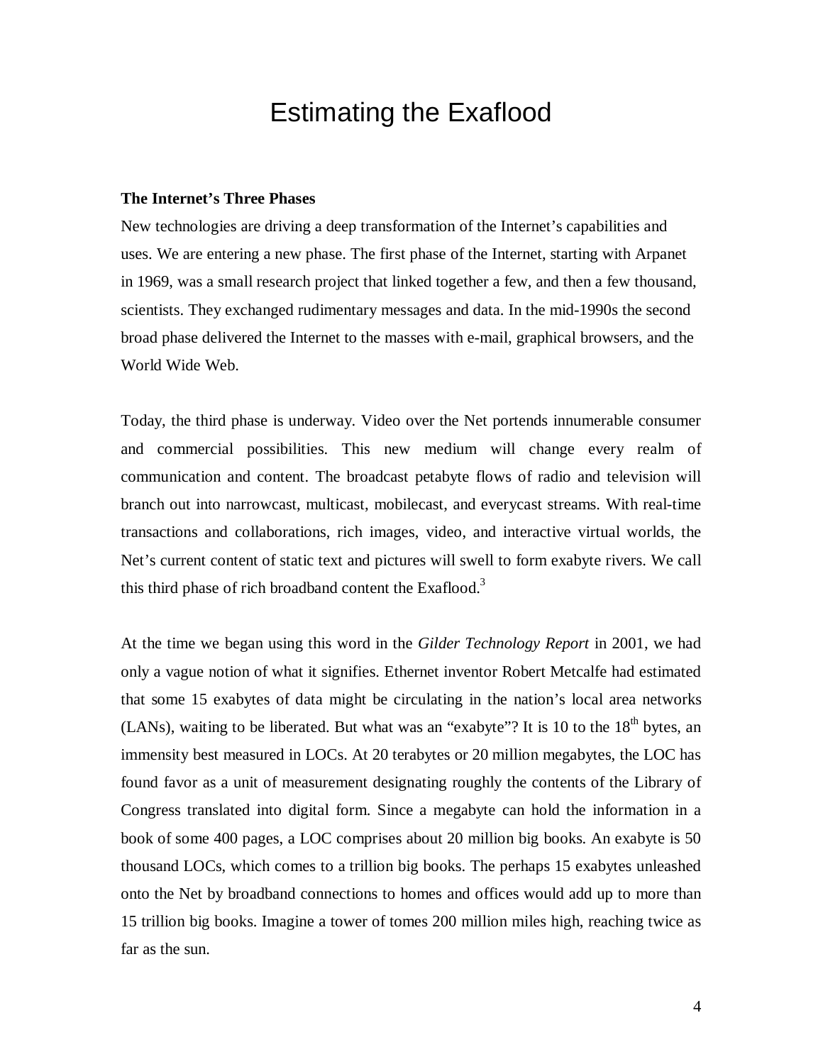# Estimating the Exaflood

**The Internet's Three Phases**

New technologies are driving a deep transformation of the Internet's capabilities and uses. We are entering a new phase. The first phase of the Internet, starting with Arpanet in 1969, was a small research project that linked together a few, and then a few thousand, scientists. They exchanged rudimentary messages and data. In the mid-1990s the second broad phase delivered the Internet to the masses with e-mail, graphical browsers, and the World Wide Web.

Today, the third phase is underway. Video over the Net portends innumerable consumer and commercial possibilities. This new medium will change every realm of communication and content. The broadcast petabyte flows of radio and television will branch out into narrowcast, multicast, mobilecast, and everycast streams. With real-time transactions and collaborations, rich images, video, and interactive virtual worlds, the Net's current content of static text and pictures will swell to form exabyte rivers. We call this third phase of rich broadband content the Exaflood.[3]

At the time we began using this word in the *Gilder Technology Report* in 2001, we had only a vague notion of what it signifies. Ethernet inventor Robert Metcalfe had estimated that some 15 exabytes of data might be circulating in the nation's local area networks (LANs), waiting to be liberated. But what was an "exabyte"? It is 10 to the 18th bytes, an immensity best measured in LOCs. At 20 terabytes or 20 million megabytes, the LOC has found favor as a unit of measurement designating roughly the contents of the Library of Congress translated into digital form. Since a megabyte can hold the information in a book of some 400 pages, a LOC comprises about 20 million big books. An exabyte is 50 thousand LOCs, which comes to a trillion big books. The perhaps 15 exabytes unleashed onto the Net by broadband connections to homes and offices would add up to more than 15 trillion big books. Imagine a tower of tomes 200 million miles high, reaching twice as far as the sun.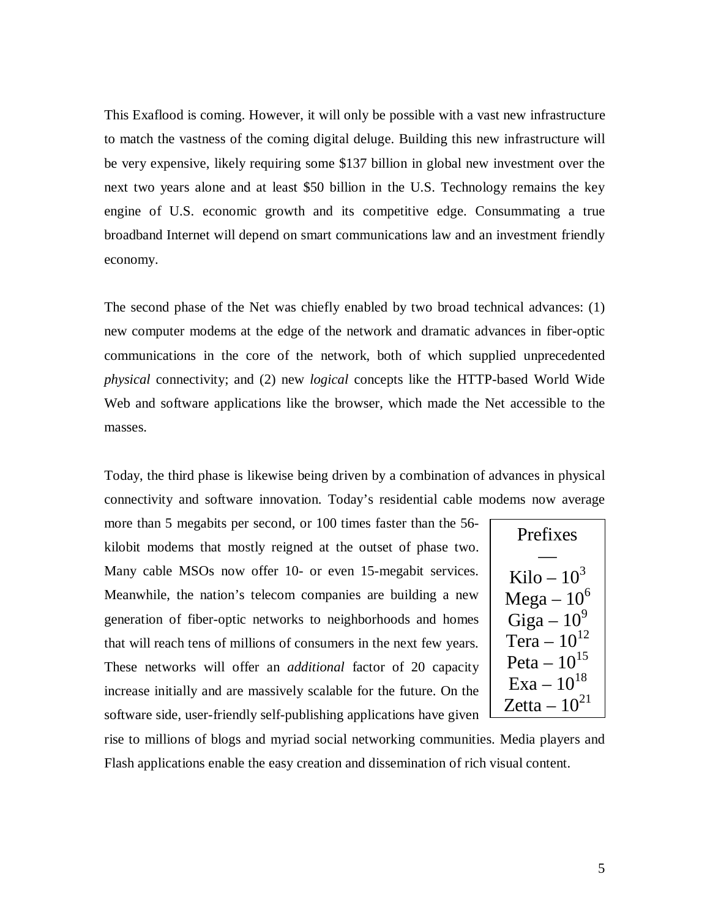This Exaflood is coming. However, it will only be possible with a vast new infrastructure to match the vastness of the coming digital deluge. Building this new infrastructure will be very expensive, likely requiring some \$137 billion in global new investment over the next two years alone and at least \$50 billion in the U.S. Technology remains the key engine of U.S. economic growth and its competitive edge. Consummating a true broadband Internet will depend on smart communications law and an investment friendly economy.

The second phase of the Net was chiefly enabled by two broad technical advances: (1) new computer modems at the edge of the network and dramatic advances in fiber-optic communications in the core of the network, both of which supplied unprecedented *physical* connectivity; and (2) new *logical* concepts like the HTTP-based World Wide Web and software applications like the browser, which made the Net accessible to the masses.

Today, the third phase is likewise being driven by a combination of advances in physical connectivity and software innovation. Today's residential cable modems now average more than 5 megabits per second, or 100 times faster than the 56-kilobit modems that mostly reigned at the outset of phase two. Many cable MSOs now offer 10- or even 15-megabit services. Meanwhile, the nation's telecom companies are building a new generation of fiber-optic networks to neighborhoods and homes that will reach tens of millions of consumers in the next few years. These networks will offer an *additional* factor of 20 capacity increase initially and are massively scalable for the future. On the software side, user-friendly self-publishing applications have given rise to millions of blogs and myriad social networking communities. Media players and Flash applications enable the easy creation and dissemination of rich visual content.

| Prefixes |
|---|
| Kilo – $10^{3}$ |
| Mega – $10^{6}$ |
| Giga – $10^{9}$ |
| Tera – $10^{12}$ |
| Peta – $10^{15}$ |
| Exa – $10^{18}$ |
| Zetta – $10^{21}$ |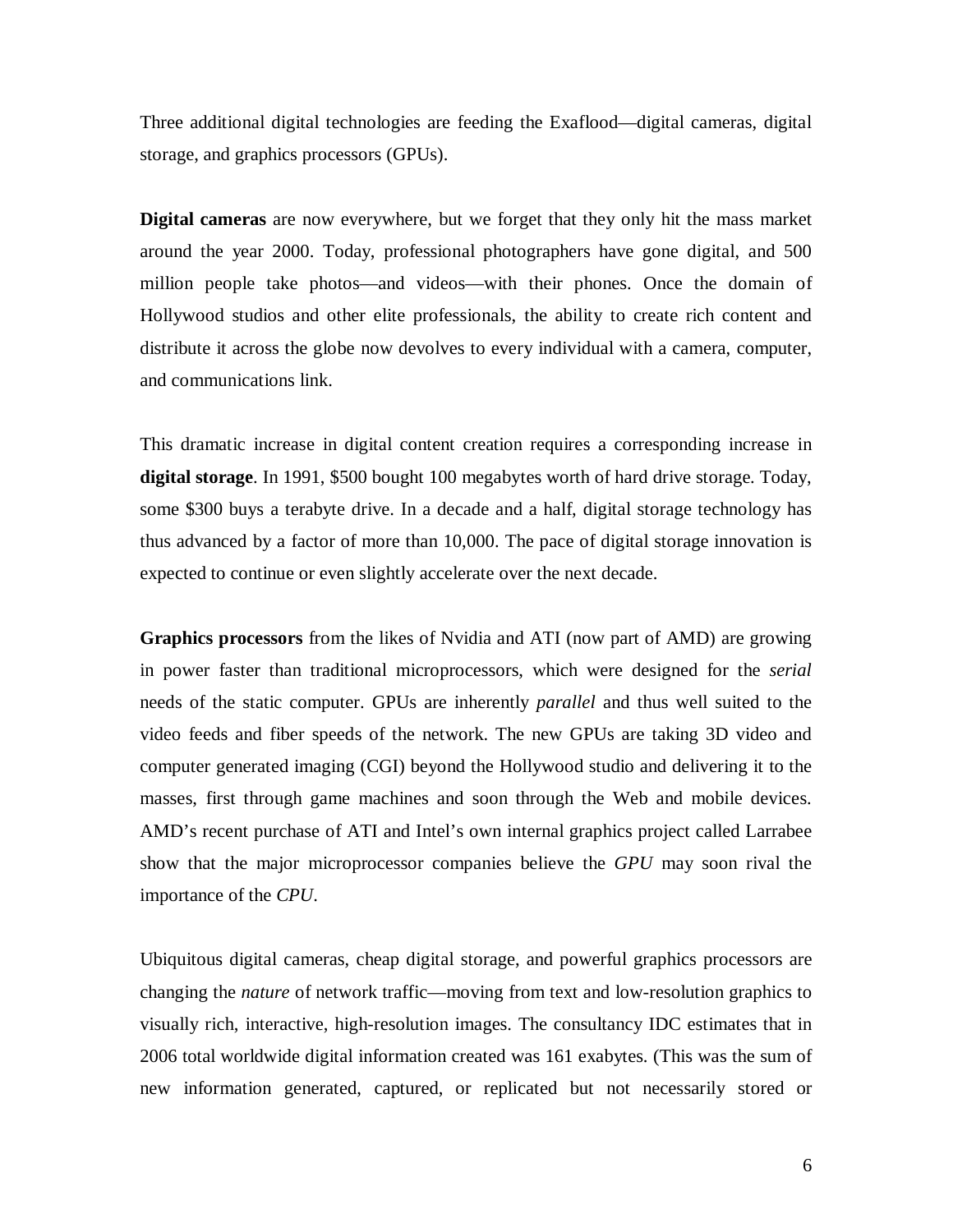Three additional digital technologies are feeding the Exaflood—digital cameras, digital storage, and graphics processors (GPUs).

**Digital cameras** are now everywhere, but we forget that they only hit the mass market around the year 2000. Today, professional photographers have gone digital, and 500 million people take photos—and videos—with their phones. Once the domain of Hollywood studios and other elite professionals, the ability to create rich content and distribute it across the globe now devolves to every individual with a camera, computer, and communications link.

This dramatic increase in digital content creation requires a corresponding increase in **digital storage**. In 1991, $500 bought 100 megabytes worth of hard drive storage. Today, some $300 buys a terabyte drive. In a decade and a half, digital storage technology has thus advanced by a factor of more than 10,000. The pace of digital storage innovation is expected to continue or even slightly accelerate over the next decade.

**Graphics processors** from the likes of Nvidia and ATI (now part of AMD) are growing in power faster than traditional microprocessors, which were designed for the *serial* needs of the static computer. GPUs are inherently *parallel* and thus well suited to the video feeds and fiber speeds of the network. The new GPUs are taking 3D video and computer generated imaging (CGI) beyond the Hollywood studio and delivering it to the masses, first through game machines and soon through the Web and mobile devices. AMD's recent purchase of ATI and Intel's own internal graphics project called Larrabee show that the major microprocessor companies believe the *GPU* may soon rival the importance of the *CPU*.

Ubiquitous digital cameras, cheap digital storage, and powerful graphics processors are changing the *nature* of network traffic—moving from text and low-resolution graphics to visually rich, interactive, high-resolution images. The consultancy IDC estimates that in 2006 total worldwide digital information created was 161 exabytes. (This was the sum of new information generated, captured, or replicated but not necessarily stored or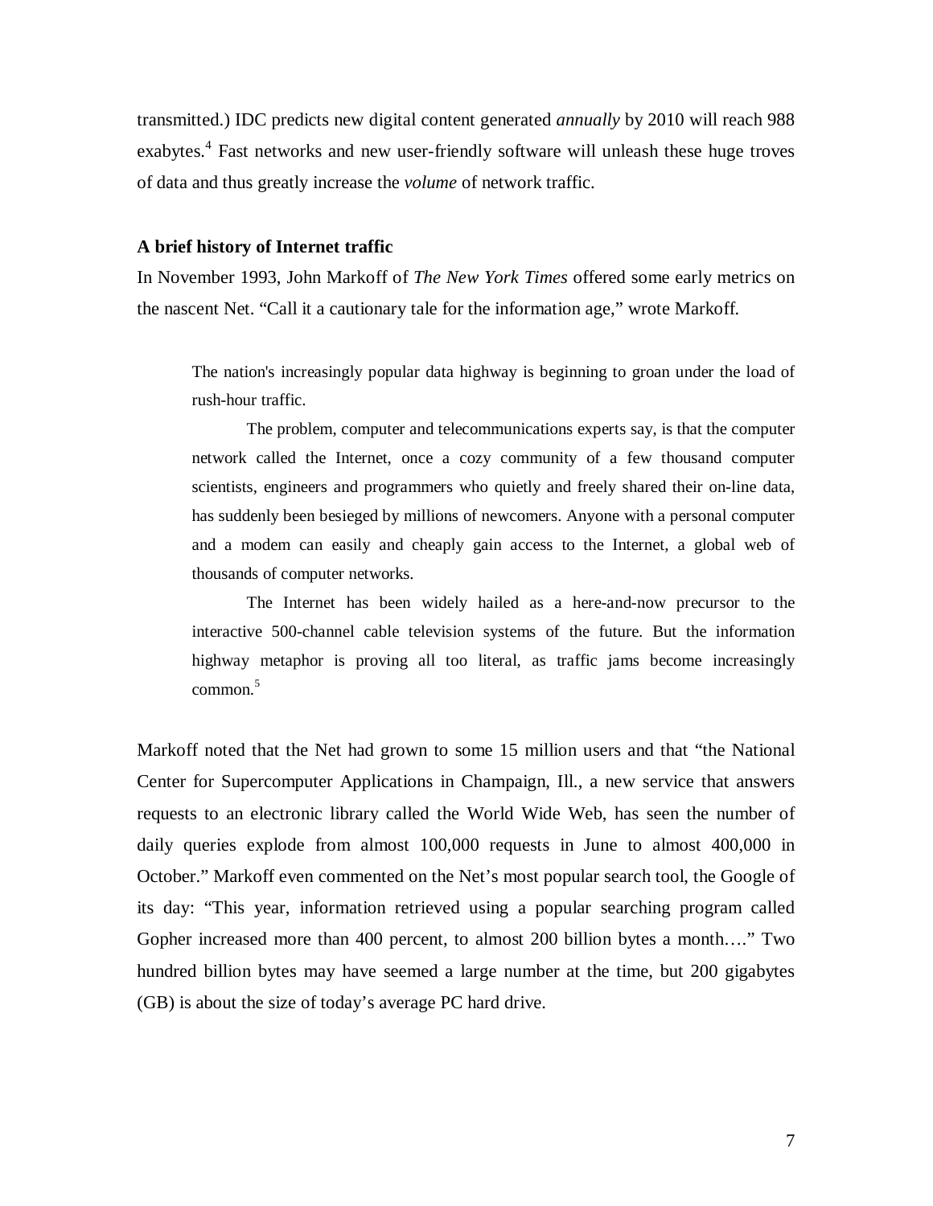transmitted.) IDC predicts new digital content generated *annually* by 2010 will reach 988 exabytes.[4] Fast networks and new user-friendly software will unleash these huge troves of data and thus greatly increase the *volume* of network traffic.

**A brief history of Internet traffic**

In November 1993, John Markoff of *The New York Times* offered some early metrics on the nascent Net. "Call it a cautionary tale for the information age," wrote Markoff.

> The nation's increasingly popular data highway is beginning to groan under the load of rush-hour traffic.
>
> The problem, computer and telecommunications experts say, is that the computer network called the Internet, once a cozy community of a few thousand computer scientists, engineers and programmers who quietly and freely shared their on-line data, has suddenly been besieged by millions of newcomers. Anyone with a personal computer and a modem can easily and cheaply gain access to the Internet, a global web of thousands of computer networks.
>
> The Internet has been widely hailed as a here-and-now precursor to the interactive 500-channel cable television systems of the future. But the information highway metaphor is proving all too literal, as traffic jams become increasingly common.[5]

Markoff noted that the Net had grown to some 15 million users and that "the National Center for Supercomputer Applications in Champaign, Ill., a new service that answers requests to an electronic library called the World Wide Web, has seen the number of daily queries explode from almost 100,000 requests in June to almost 400,000 in October." Markoff even commented on the Net's most popular search tool, the Google of its day: "This year, information retrieved using a popular searching program called Gopher increased more than 400 percent, to almost 200 billion bytes a month…." Two hundred billion bytes may have seemed a large number at the time, but 200 gigabytes (GB) is about the size of today's average PC hard drive.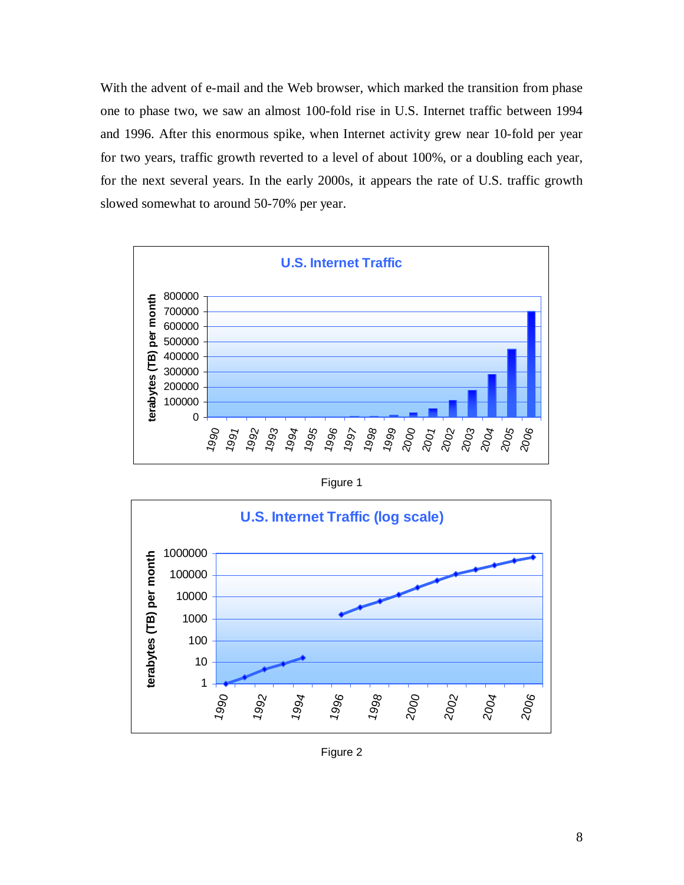With the advent of e-mail and the Web browser, which marked the transition from phase one to phase two, we saw an almost 100-fold rise in U.S. Internet traffic between 1994 and 1996. After this enormous spike, when Internet activity grew near 10-fold per year for two years, traffic growth reverted to a level of about 100%, or a doubling each year, for the next several years. In the early 2000s, it appears the rate of U.S. traffic growth slowed somewhat to around 50-70% per year.

Figure 1

Figure 2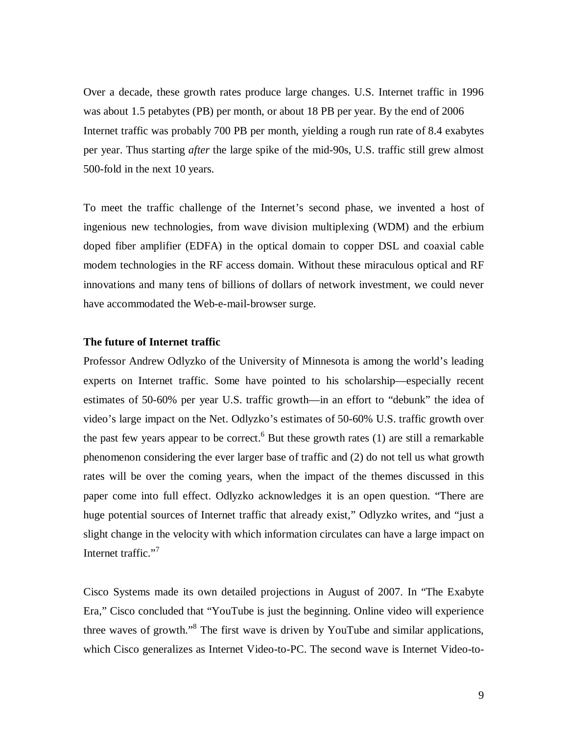Over a decade, these growth rates produce large changes. U.S. Internet traffic in 1996 was about 1.5 petabytes (PB) per month, or about 18 PB per year. By the end of 2006 Internet traffic was probably 700 PB per month, yielding a rough run rate of 8.4 exabytes per year. Thus starting *after* the large spike of the mid-90s, U.S. traffic still grew almost 500-fold in the next 10 years.

To meet the traffic challenge of the Internet's second phase, we invented a host of ingenious new technologies, from wave division multiplexing (WDM) and the erbium doped fiber amplifier (EDFA) in the optical domain to copper DSL and coaxial cable modem technologies in the RF access domain. Without these miraculous optical and RF innovations and many tens of billions of dollars of network investment, we could never have accommodated the Web-e-mail-browser surge.

**The future of Internet traffic**

Professor Andrew Odlyzko of the University of Minnesota is among the world's leading experts on Internet traffic. Some have pointed to his scholarship—especially recent estimates of 50-60% per year U.S. traffic growth—in an effort to "debunk" the idea of video's large impact on the Net. Odlyzko's estimates of 50-60% U.S. traffic growth over the past few years appear to be correct.[6] But these growth rates (1) are still a remarkable phenomenon considering the ever larger base of traffic and (2) do not tell us what growth rates will be over the coming years, when the impact of the themes discussed in this paper come into full effect. Odlyzko acknowledges it is an open question. "There are huge potential sources of Internet traffic that already exist," Odlyzko writes, and "just a slight change in the velocity with which information circulates can have a large impact on Internet traffic."[7]

Cisco Systems made its own detailed projections in August of 2007. In "The Exabyte Era," Cisco concluded that "YouTube is just the beginning. Online video will experience three waves of growth."[8] The first wave is driven by YouTube and similar applications, which Cisco generalizes as Internet Video-to-PC. The second wave is Internet Video-to-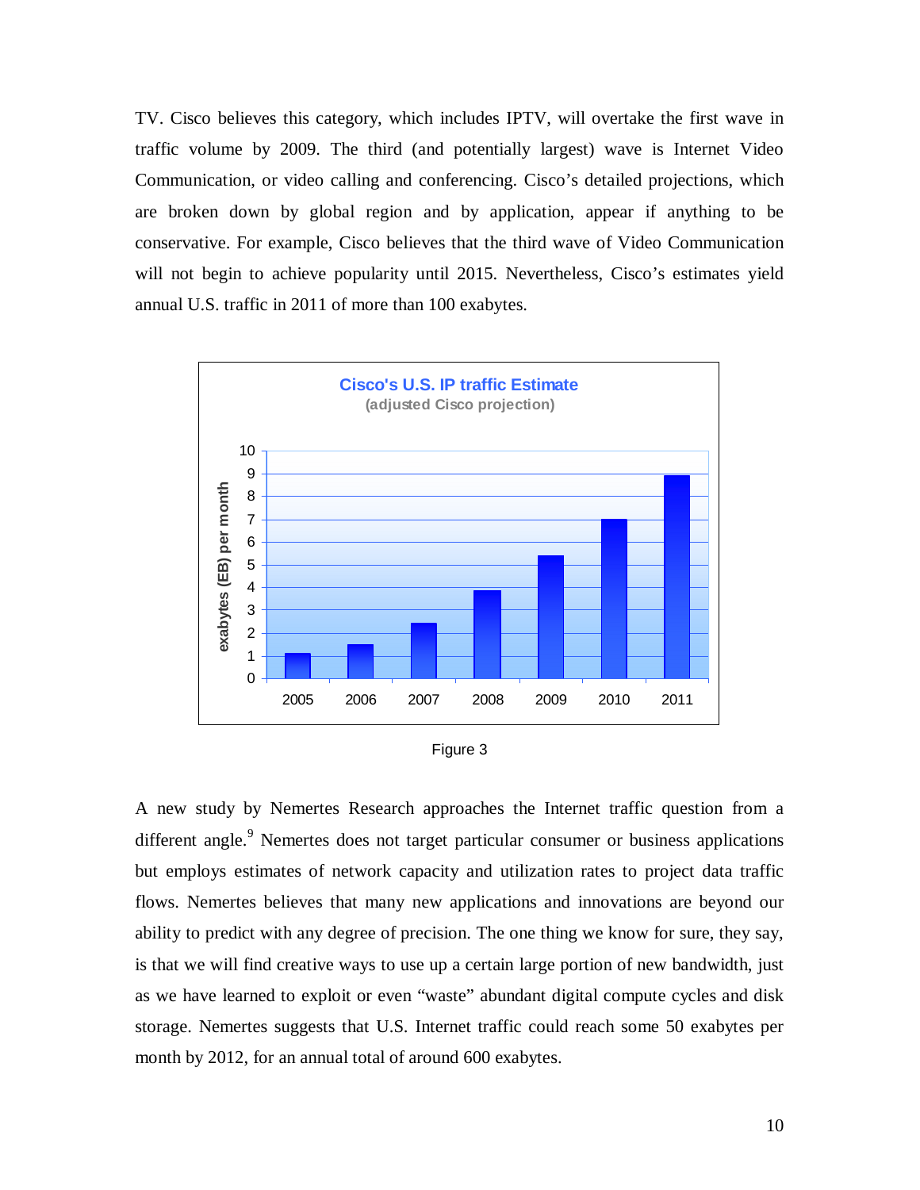TV. Cisco believes this category, which includes IPTV, will overtake the first wave in traffic volume by 2009. The third (and potentially largest) wave is Internet Video Communication, or video calling and conferencing. Cisco's detailed projections, which are broken down by global region and by application, appear if anything to be conservative. For example, Cisco believes that the third wave of Video Communication will not begin to achieve popularity until 2015. Nevertheless, Cisco's estimates yield annual U.S. traffic in 2011 of more than 100 exabytes.

Figure 3

A new study by Nemertes Research approaches the Internet traffic question from a different angle.[9] Nemertes does not target particular consumer or business applications but employs estimates of network capacity and utilization rates to project data traffic flows. Nemertes believes that many new applications and innovations are beyond our ability to predict with any degree of precision. The one thing we know for sure, they say, is that we will find creative ways to use up a certain large portion of new bandwidth, just as we have learned to exploit or even "waste" abundant digital compute cycles and disk storage. Nemertes suggests that U.S. Internet traffic could reach some 50 exabytes per month by 2012, for an annual total of around 600 exabytes.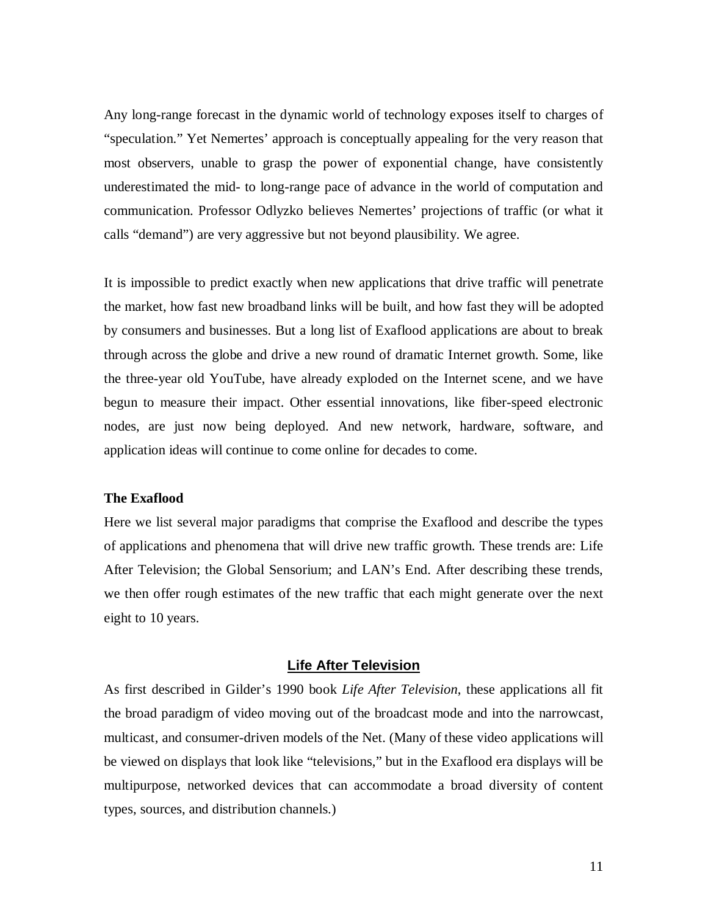Any long-range forecast in the dynamic world of technology exposes itself to charges of "speculation." Yet Nemertes' approach is conceptually appealing for the very reason that most observers, unable to grasp the power of exponential change, have consistently underestimated the mid- to long-range pace of advance in the world of computation and communication. Professor Odlyzko believes Nemertes' projections of traffic (or what it calls "demand") are very aggressive but not beyond plausibility. We agree.

It is impossible to predict exactly when new applications that drive traffic will penetrate the market, how fast new broadband links will be built, and how fast they will be adopted by consumers and businesses. But a long list of Exaflood applications are about to break through across the globe and drive a new round of dramatic Internet growth. Some, like the three-year old YouTube, have already exploded on the Internet scene, and we have begun to measure their impact. Other essential innovations, like fiber-speed electronic nodes, are just now being deployed. And new network, hardware, software, and application ideas will continue to come online for decades to come.

**The Exaflood**

Here we list several major paradigms that comprise the Exaflood and describe the types of applications and phenomena that will drive new traffic growth. These trends are: Life After Television; the Global Sensorium; and LAN's End. After describing these trends, we then offer rough estimates of the new traffic that each might generate over the next eight to 10 years.

## Life After Television

As first described in Gilder's 1990 book *Life After Television*, these applications all fit the broad paradigm of video moving out of the broadcast mode and into the narrowcast, multicast, and consumer-driven models of the Net. (Many of these video applications will be viewed on displays that look like "televisions," but in the Exaflood era displays will be multipurpose, networked devices that can accommodate a broad diversity of content types, sources, and distribution channels.)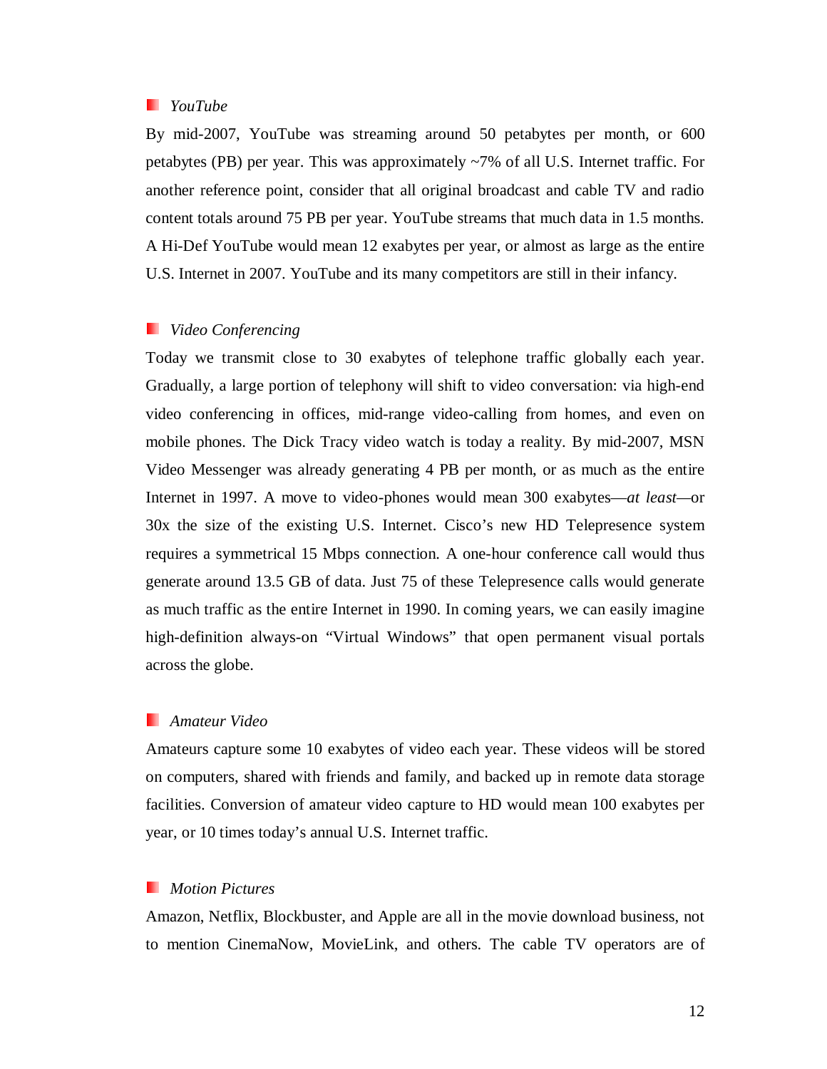*YouTube*

By mid-2007, YouTube was streaming around 50 petabytes per month, or 600 petabytes (PB) per year. This was approximately ~7% of all U.S. Internet traffic. For another reference point, consider that all original broadcast and cable TV and radio content totals around 75 PB per year. YouTube streams that much data in 1.5 months. A Hi-Def YouTube would mean 12 exabytes per year, or almost as large as the entire U.S. Internet in 2007. YouTube and its many competitors are still in their infancy.

*Video Conferencing*

Today we transmit close to 30 exabytes of telephone traffic globally each year. Gradually, a large portion of telephony will shift to video conversation: via high-end video conferencing in offices, mid-range video-calling from homes, and even on mobile phones. The Dick Tracy video watch is today a reality. By mid-2007, MSN Video Messenger was already generating 4 PB per month, or as much as the entire Internet in 1997. A move to video-phones would mean 300 exabytes—*at least*—or 30x the size of the existing U.S. Internet. Cisco's new HD Telepresence system requires a symmetrical 15 Mbps connection. A one-hour conference call would thus generate around 13.5 GB of data. Just 75 of these Telepresence calls would generate as much traffic as the entire Internet in 1990. In coming years, we can easily imagine high-definition always-on "Virtual Windows" that open permanent visual portals across the globe.

*Amateur Video*

Amateurs capture some 10 exabytes of video each year. These videos will be stored on computers, shared with friends and family, and backed up in remote data storage facilities. Conversion of amateur video capture to HD would mean 100 exabytes per year, or 10 times today's annual U.S. Internet traffic.

*Motion Pictures*

Amazon, Netflix, Blockbuster, and Apple are all in the movie download business, not to mention CinemaNow, MovieLink, and others. The cable TV operators are of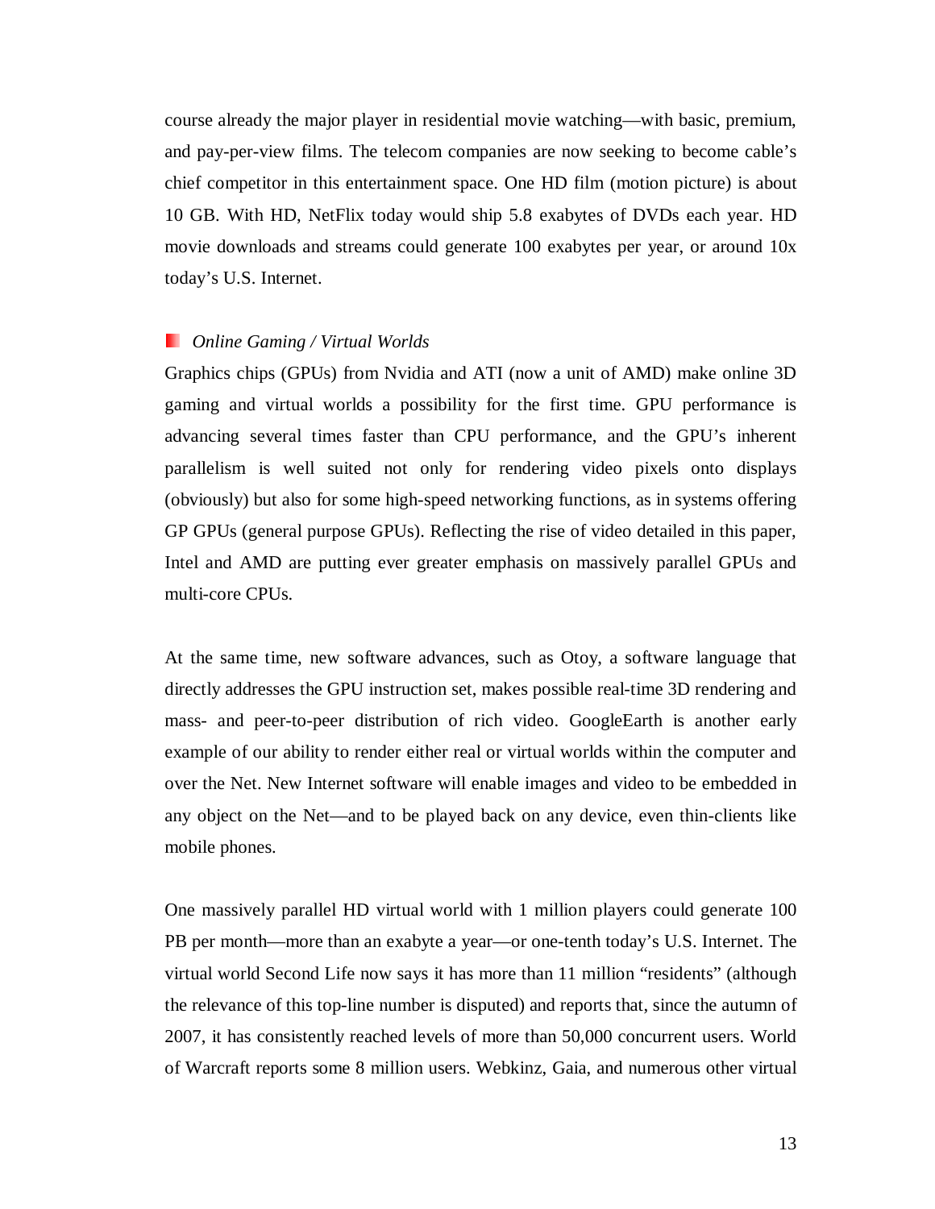course already the major player in residential movie watching—with basic, premium, and pay-per-view films. The telecom companies are now seeking to become cable's chief competitor in this entertainment space. One HD film (motion picture) is about 10 GB. With HD, NetFlix today would ship 5.8 exabytes of DVDs each year. HD movie downloads and streams could generate 100 exabytes per year, or around 10x today's U.S. Internet.

### *Online Gaming / Virtual Worlds*

Graphics chips (GPUs) from Nvidia and ATI (now a unit of AMD) make online 3D gaming and virtual worlds a possibility for the first time. GPU performance is advancing several times faster than CPU performance, and the GPU's inherent parallelism is well suited not only for rendering video pixels onto displays (obviously) but also for some high-speed networking functions, as in systems offering GP GPUs (general purpose GPUs). Reflecting the rise of video detailed in this paper, Intel and AMD are putting ever greater emphasis on massively parallel GPUs and multi-core CPUs.

At the same time, new software advances, such as Otoy, a software language that directly addresses the GPU instruction set, makes possible real-time 3D rendering and mass- and peer-to-peer distribution of rich video. GoogleEarth is another early example of our ability to render either real or virtual worlds within the computer and over the Net. New Internet software will enable images and video to be embedded in any object on the Net—and to be played back on any device, even thin-clients like mobile phones.

One massively parallel HD virtual world with 1 million players could generate 100 PB per month—more than an exabyte a year—or one-tenth today's U.S. Internet. The virtual world Second Life now says it has more than 11 million "residents" (although the relevance of this top-line number is disputed) and reports that, since the autumn of 2007, it has consistently reached levels of more than 50,000 concurrent users. World of Warcraft reports some 8 million users. Webkinz, Gaia, and numerous other virtual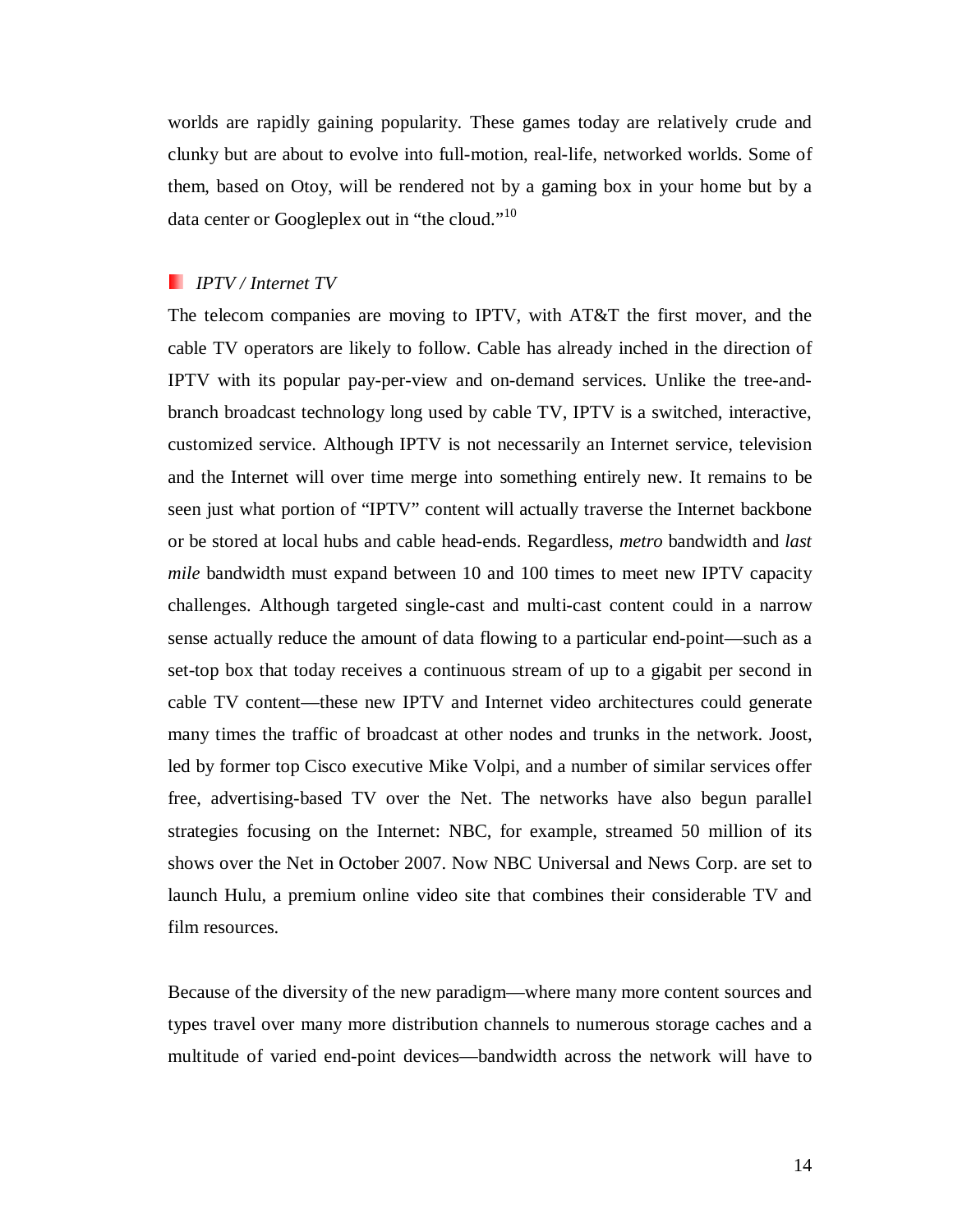worlds are rapidly gaining popularity. These games today are relatively crude and clunky but are about to evolve into full-motion, real-life, networked worlds. Some of them, based on Otoy, will be rendered not by a gaming box in your home but by a data center or Googleplex out in "the cloud."[10]

### *IPTV / Internet TV*

The telecom companies are moving to IPTV, with AT&T the first mover, and the cable TV operators are likely to follow. Cable has already inched in the direction of IPTV with its popular pay-per-view and on-demand services. Unlike the tree-and-branch broadcast technology long used by cable TV, IPTV is a switched, interactive, customized service. Although IPTV is not necessarily an Internet service, television and the Internet will over time merge into something entirely new. It remains to be seen just what portion of "IPTV" content will actually traverse the Internet backbone or be stored at local hubs and cable head-ends. Regardless, *metro* bandwidth and *last mile* bandwidth must expand between 10 and 100 times to meet new IPTV capacity challenges. Although targeted single-cast and multi-cast content could in a narrow sense actually reduce the amount of data flowing to a particular end-point—such as a set-top box that today receives a continuous stream of up to a gigabit per second in cable TV content—these new IPTV and Internet video architectures could generate many times the traffic of broadcast at other nodes and trunks in the network. Joost, led by former top Cisco executive Mike Volpi, and a number of similar services offer free, advertising-based TV over the Net. The networks have also begun parallel strategies focusing on the Internet: NBC, for example, streamed 50 million of its shows over the Net in October 2007. Now NBC Universal and News Corp. are set to launch Hulu, a premium online video site that combines their considerable TV and film resources.

Because of the diversity of the new paradigm—where many more content sources and types travel over many more distribution channels to numerous storage caches and a multitude of varied end-point devices—bandwidth across the network will have to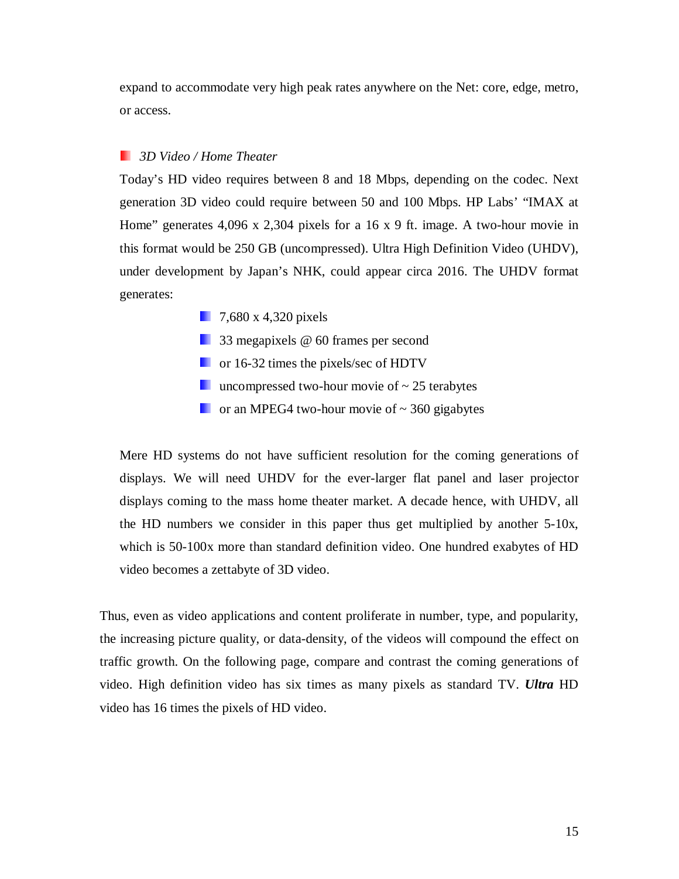expand to accommodate very high peak rates anywhere on the Net: core, edge, metro, or access.

- *3D Video / Home Theater*

Today's HD video requires between 8 and 18 Mbps, depending on the codec. Next generation 3D video could require between 50 and 100 Mbps. HP Labs' "IMAX at Home" generates 4,096 x 2,304 pixels for a 16 x 9 ft. image. A two-hour movie in this format would be 250 GB (uncompressed). Ultra High Definition Video (UHDV), under development by Japan's NHK, could appear circa 2016. The UHDV format generates:

- 7,680 x 4,320 pixels
- 33 megapixels @ 60 frames per second
- or 16-32 times the pixels/sec of HDTV
- uncompressed two-hour movie of ~ 25 terabytes
- or an MPEG4 two-hour movie of ~ 360 gigabytes

Mere HD systems do not have sufficient resolution for the coming generations of displays. We will need UHDV for the ever-larger flat panel and laser projector displays coming to the mass home theater market. A decade hence, with UHDV, all the HD numbers we consider in this paper thus get multiplied by another 5-10x, which is 50-100x more than standard definition video. One hundred exabytes of HD video becomes a zettabyte of 3D video.

Thus, even as video applications and content proliferate in number, type, and popularity, the increasing picture quality, or data-density, of the videos will compound the effect on traffic growth. On the following page, compare and contrast the coming generations of video. High definition video has six times as many pixels as standard TV. ***Ultra*** HD video has 16 times the pixels of HD video.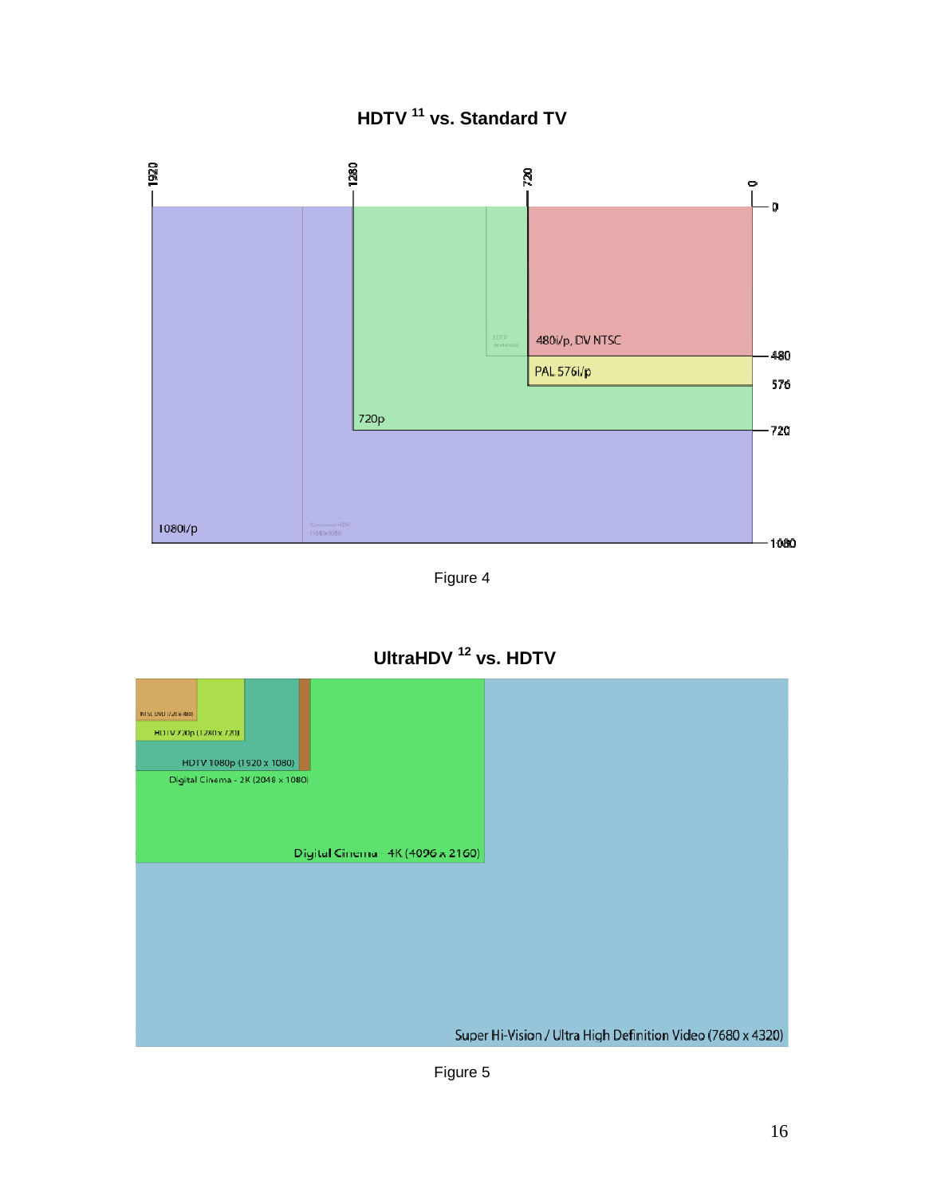## HDTV [11] vs. Standard TV

Figure 4

## UltraHDV [12] vs. HDTV

Figure 5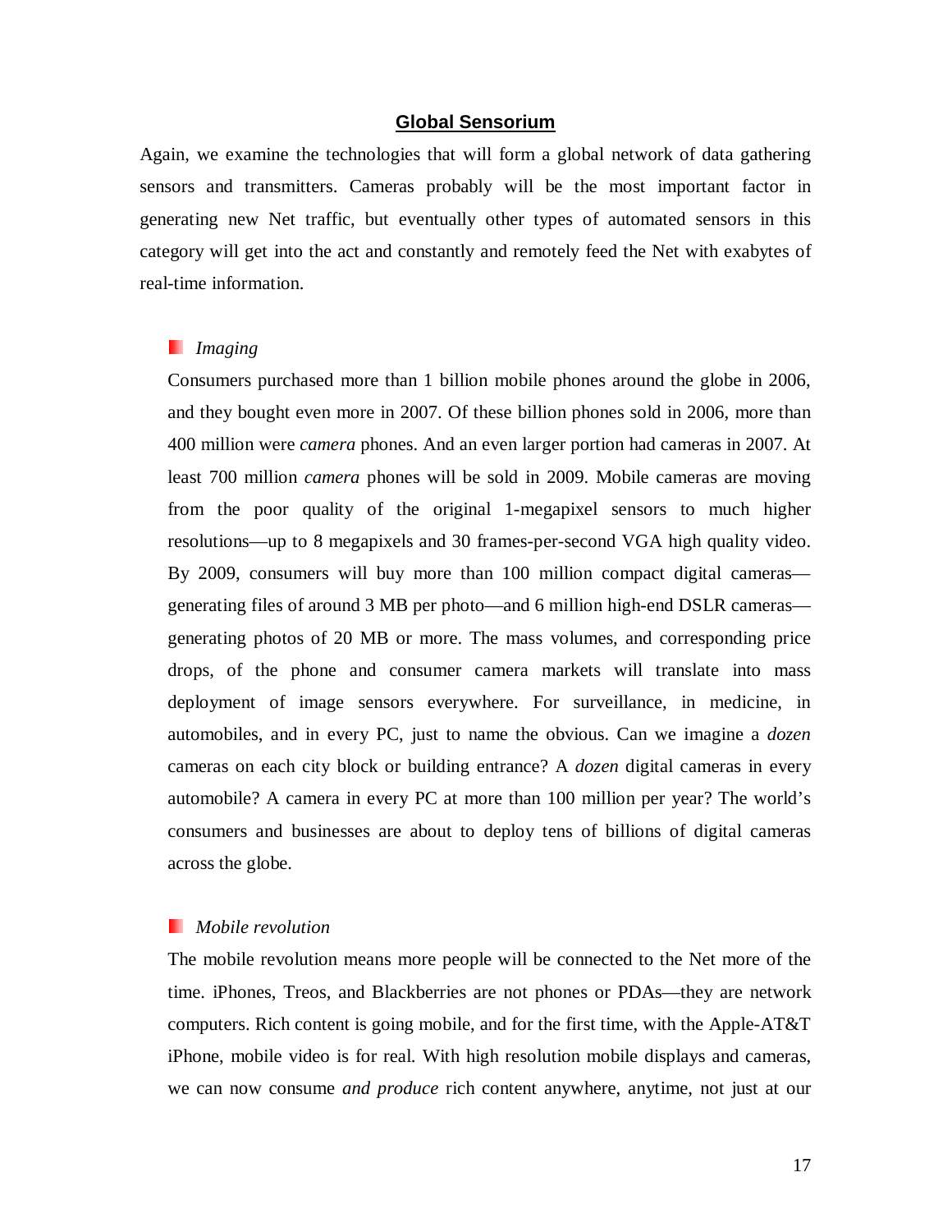## Global Sensorium

Again, we examine the technologies that will form a global network of data gathering sensors and transmitters. Cameras probably will be the most important factor in generating new Net traffic, but eventually other types of automated sensors in this category will get into the act and constantly and remotely feed the Net with exabytes of real-time information.

### *Imaging*

Consumers purchased more than 1 billion mobile phones around the globe in 2006, and they bought even more in 2007. Of these billion phones sold in 2006, more than 400 million were *camera* phones. And an even larger portion had cameras in 2007. At least 700 million *camera* phones will be sold in 2009. Mobile cameras are moving from the poor quality of the original 1-megapixel sensors to much higher resolutions—up to 8 megapixels and 30 frames-per-second VGA high quality video. By 2009, consumers will buy more than 100 million compact digital cameras—generating files of around 3 MB per photo—and 6 million high-end DSLR cameras—generating photos of 20 MB or more. The mass volumes, and corresponding price drops, of the phone and consumer camera markets will translate into mass deployment of image sensors everywhere. For surveillance, in medicine, in automobiles, and in every PC, just to name the obvious. Can we imagine a *dozen* cameras on each city block or building entrance? A *dozen* digital cameras in every automobile? A camera in every PC at more than 100 million per year? The world's consumers and businesses are about to deploy tens of billions of digital cameras across the globe.

### *Mobile revolution*

The mobile revolution means more people will be connected to the Net more of the time. iPhones, Treos, and Blackberries are not phones or PDAs—they are network computers. Rich content is going mobile, and for the first time, with the Apple-AT&T iPhone, mobile video is for real. With high resolution mobile displays and cameras, we can now consume *and produce* rich content anywhere, anytime, not just at our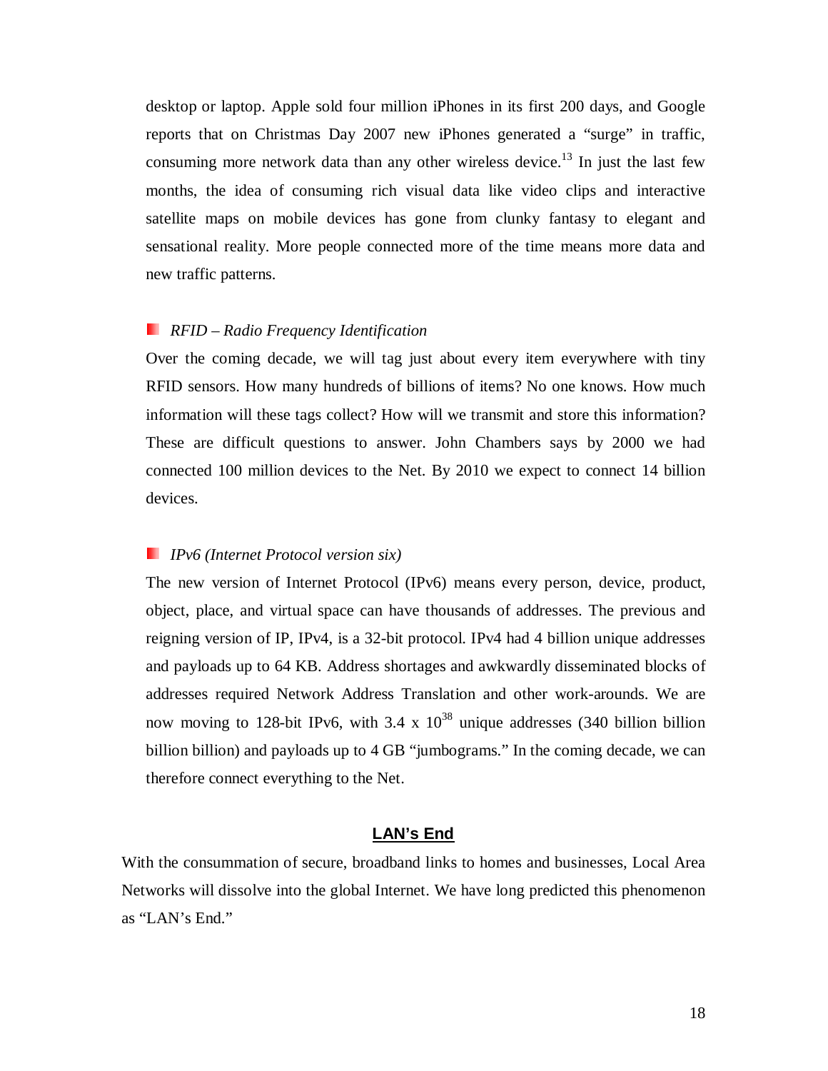desktop or laptop. Apple sold four million iPhones in its first 200 days, and Google reports that on Christmas Day 2007 new iPhones generated a "surge" in traffic, consuming more network data than any other wireless device.[13] In just the last few months, the idea of consuming rich visual data like video clips and interactive satellite maps on mobile devices has gone from clunky fantasy to elegant and sensational reality. More people connected more of the time means more data and new traffic patterns.

- *RFID – Radio Frequency Identification*

Over the coming decade, we will tag just about every item everywhere with tiny RFID sensors. How many hundreds of billions of items? No one knows. How much information will these tags collect? How will we transmit and store this information? These are difficult questions to answer. John Chambers says by 2000 we had connected 100 million devices to the Net. By 2010 we expect to connect 14 billion devices.

- *IPv6 (Internet Protocol version six)*

The new version of Internet Protocol (IPv6) means every person, device, product, object, place, and virtual space can have thousands of addresses. The previous and reigning version of IP, IPv4, is a 32-bit protocol. IPv4 had 4 billion unique addresses and payloads up to 64 KB. Address shortages and awkwardly disseminated blocks of addresses required Network Address Translation and other work-arounds. We are now moving to 128-bit IPv6, with $3.4 \times 10^{38}$ unique addresses (340 billion billion billion billion) and payloads up to 4 GB "jumbograms." In the coming decade, we can therefore connect everything to the Net.

## LAN's End

With the consummation of secure, broadband links to homes and businesses, Local Area Networks will dissolve into the global Internet. We have long predicted this phenomenon as "LAN's End."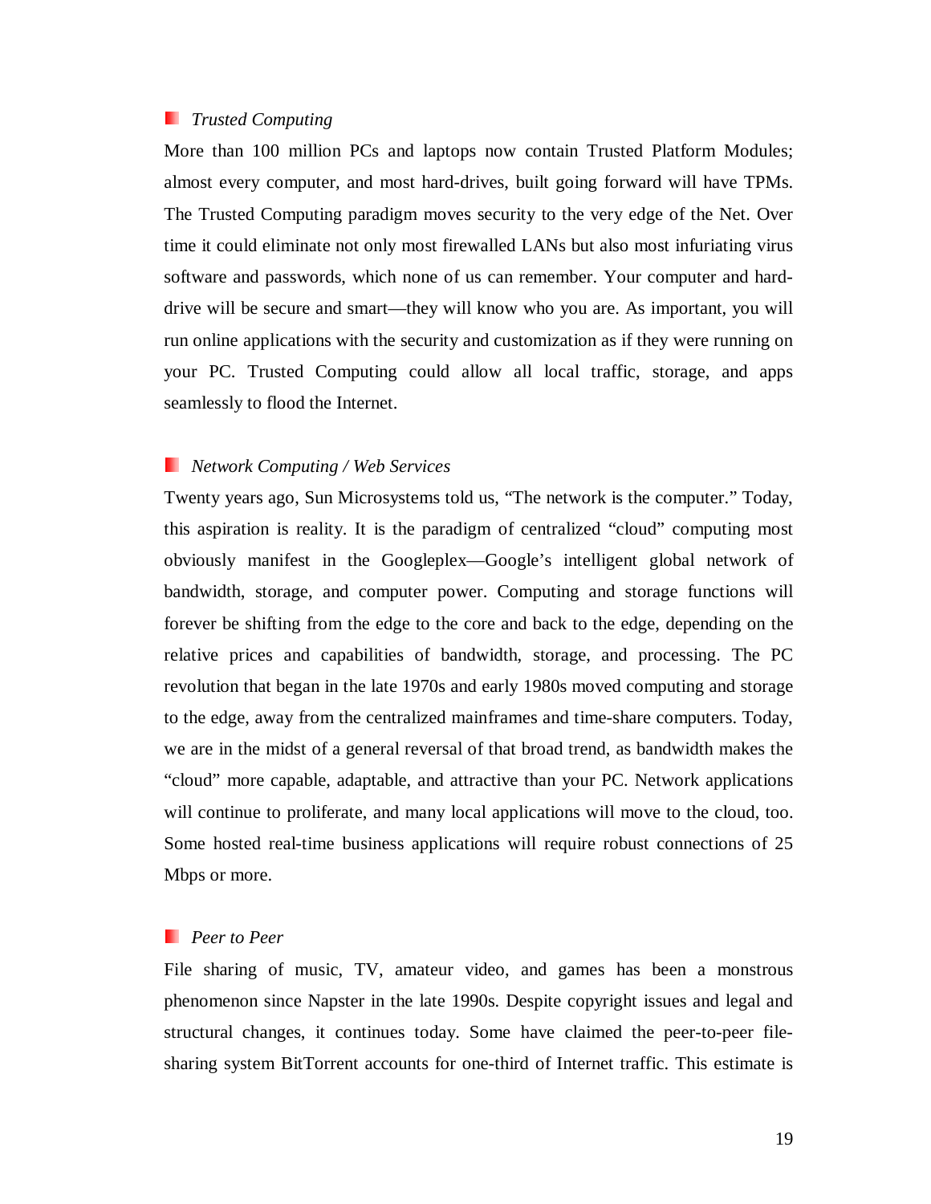### *Trusted Computing*

More than 100 million PCs and laptops now contain Trusted Platform Modules; almost every computer, and most hard-drives, built going forward will have TPMs. The Trusted Computing paradigm moves security to the very edge of the Net. Over time it could eliminate not only most firewalled LANs but also most infuriating virus software and passwords, which none of us can remember. Your computer and hard-drive will be secure and smart—they will know who you are. As important, you will run online applications with the security and customization as if they were running on your PC. Trusted Computing could allow all local traffic, storage, and apps seamlessly to flood the Internet.

### *Network Computing / Web Services*

Twenty years ago, Sun Microsystems told us, "The network is the computer." Today, this aspiration is reality. It is the paradigm of centralized "cloud" computing most obviously manifest in the Googleplex—Google's intelligent global network of bandwidth, storage, and computer power. Computing and storage functions will forever be shifting from the edge to the core and back to the edge, depending on the relative prices and capabilities of bandwidth, storage, and processing. The PC revolution that began in the late 1970s and early 1980s moved computing and storage to the edge, away from the centralized mainframes and time-share computers. Today, we are in the midst of a general reversal of that broad trend, as bandwidth makes the "cloud" more capable, adaptable, and attractive than your PC. Network applications will continue to proliferate, and many local applications will move to the cloud, too. Some hosted real-time business applications will require robust connections of 25 Mbps or more.

### *Peer to Peer*

File sharing of music, TV, amateur video, and games has been a monstrous phenomenon since Napster in the late 1990s. Despite copyright issues and legal and structural changes, it continues today. Some have claimed the peer-to-peer file-sharing system BitTorrent accounts for one-third of Internet traffic. This estimate is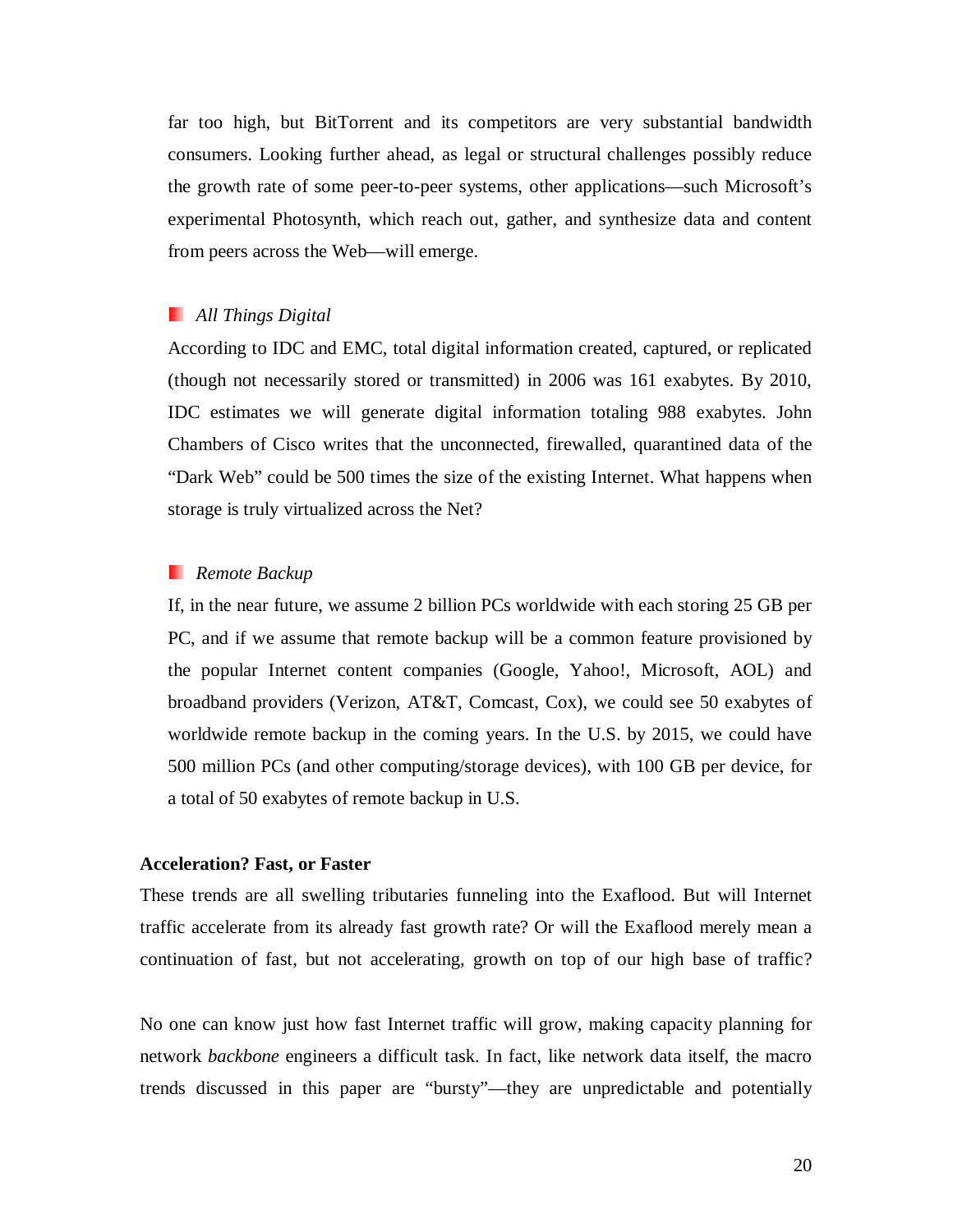far too high, but BitTorrent and its competitors are very substantial bandwidth consumers. Looking further ahead, as legal or structural challenges possibly reduce the growth rate of some peer-to-peer systems, other applications—such Microsoft's experimental Photosynth, which reach out, gather, and synthesize data and content from peers across the Web—will emerge.

- *All Things Digital*

According to IDC and EMC, total digital information created, captured, or replicated (though not necessarily stored or transmitted) in 2006 was 161 exabytes. By 2010, IDC estimates we will generate digital information totaling 988 exabytes. John Chambers of Cisco writes that the unconnected, firewalled, quarantined data of the "Dark Web" could be 500 times the size of the existing Internet. What happens when storage is truly virtualized across the Net?

- *Remote Backup*

If, in the near future, we assume 2 billion PCs worldwide with each storing 25 GB per PC, and if we assume that remote backup will be a common feature provisioned by the popular Internet content companies (Google, Yahoo!, Microsoft, AOL) and broadband providers (Verizon, AT&T, Comcast, Cox), we could see 50 exabytes of worldwide remote backup in the coming years. In the U.S. by 2015, we could have 500 million PCs (and other computing/storage devices), with 100 GB per device, for a total of 50 exabytes of remote backup in U.S.

**Acceleration? Fast, or Faster**

These trends are all swelling tributaries funneling into the Exaflood. But will Internet traffic accelerate from its already fast growth rate? Or will the Exaflood merely mean a continuation of fast, but not accelerating, growth on top of our high base of traffic?

No one can know just how fast Internet traffic will grow, making capacity planning for network *backbone* engineers a difficult task. In fact, like network data itself, the macro trends discussed in this paper are "bursty"—they are unpredictable and potentially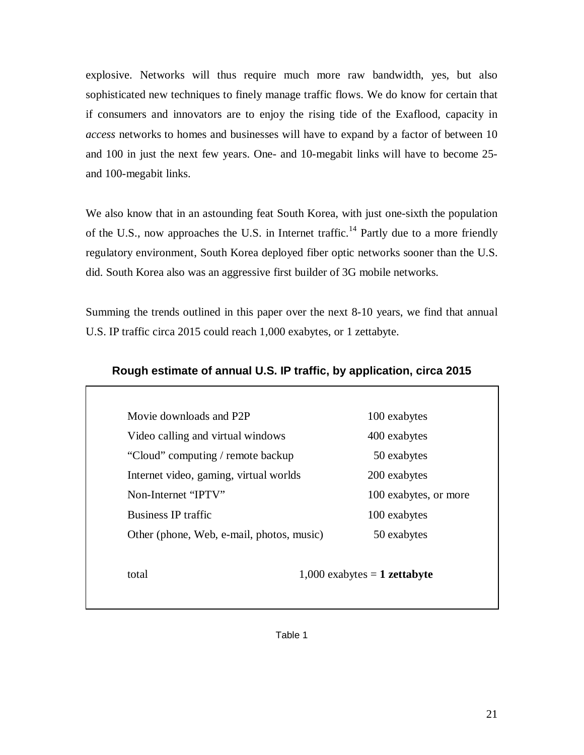explosive. Networks will thus require much more raw bandwidth, yes, but also sophisticated new techniques to finely manage traffic flows. We do know for certain that if consumers and innovators are to enjoy the rising tide of the Exaflood, capacity in *access* networks to homes and businesses will have to expand by a factor of between 10 and 100 in just the next few years. One- and 10-megabit links will have to become 25- and 100-megabit links.

We also know that in an astounding feat South Korea, with just one-sixth the population of the U.S., now approaches the U.S. in Internet traffic.[14] Partly due to a more friendly regulatory environment, South Korea deployed fiber optic networks sooner than the U.S. did. South Korea also was an aggressive first builder of 3G mobile networks.

Summing the trends outlined in this paper over the next 8-10 years, we find that annual U.S. IP traffic circa 2015 could reach 1,000 exabytes, or 1 zettabyte.

**Rough estimate of annual U.S. IP traffic, by application, circa 2015**

| Application | Traffic |
|---|---|
| Movie downloads and P2P | 100 exabytes |
| Video calling and virtual windows | 400 exabytes |
| "Cloud" computing / remote backup | 50 exabytes |
| Internet video, gaming, virtual worlds | 200 exabytes |
| Non-Internet "IPTV" | 100 exabytes, or more |
| Business IP traffic | 100 exabytes |
| Other (phone, Web, e-mail, photos, music) | 50 exabytes |
| total | 1,000 exabytes = **1 zettabyte** |

Table 1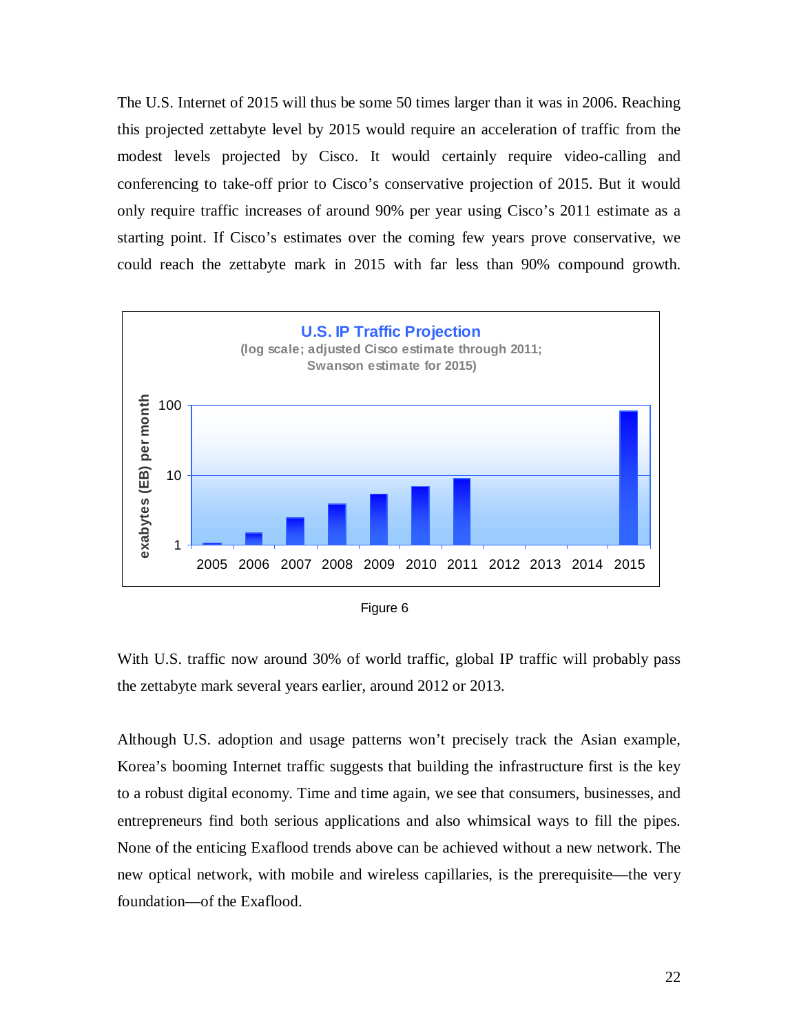The U.S. Internet of 2015 will thus be some 50 times larger than it was in 2006. Reaching this projected zettabyte level by 2015 would require an acceleration of traffic from the modest levels projected by Cisco. It would certainly require video-calling and conferencing to take-off prior to Cisco's conservative projection of 2015. But it would only require traffic increases of around 90% per year using Cisco's 2011 estimate as a starting point. If Cisco's estimates over the coming few years prove conservative, we could reach the zettabyte mark in 2015 with far less than 90% compound growth.

**U.S. IP Traffic Projection**
(log scale; adjusted Cisco estimate through 2011; Swanson estimate for 2015)

Figure 6

With U.S. traffic now around 30% of world traffic, global IP traffic will probably pass the zettabyte mark several years earlier, around 2012 or 2013.

Although U.S. adoption and usage patterns won't precisely track the Asian example, Korea's booming Internet traffic suggests that building the infrastructure first is the key to a robust digital economy. Time and time again, we see that consumers, businesses, and entrepreneurs find both serious applications and also whimsical ways to fill the pipes. None of the enticing Exaflood trends above can be achieved without a new network. The new optical network, with mobile and wireless capillaries, is the prerequisite—the very foundation—of the Exaflood.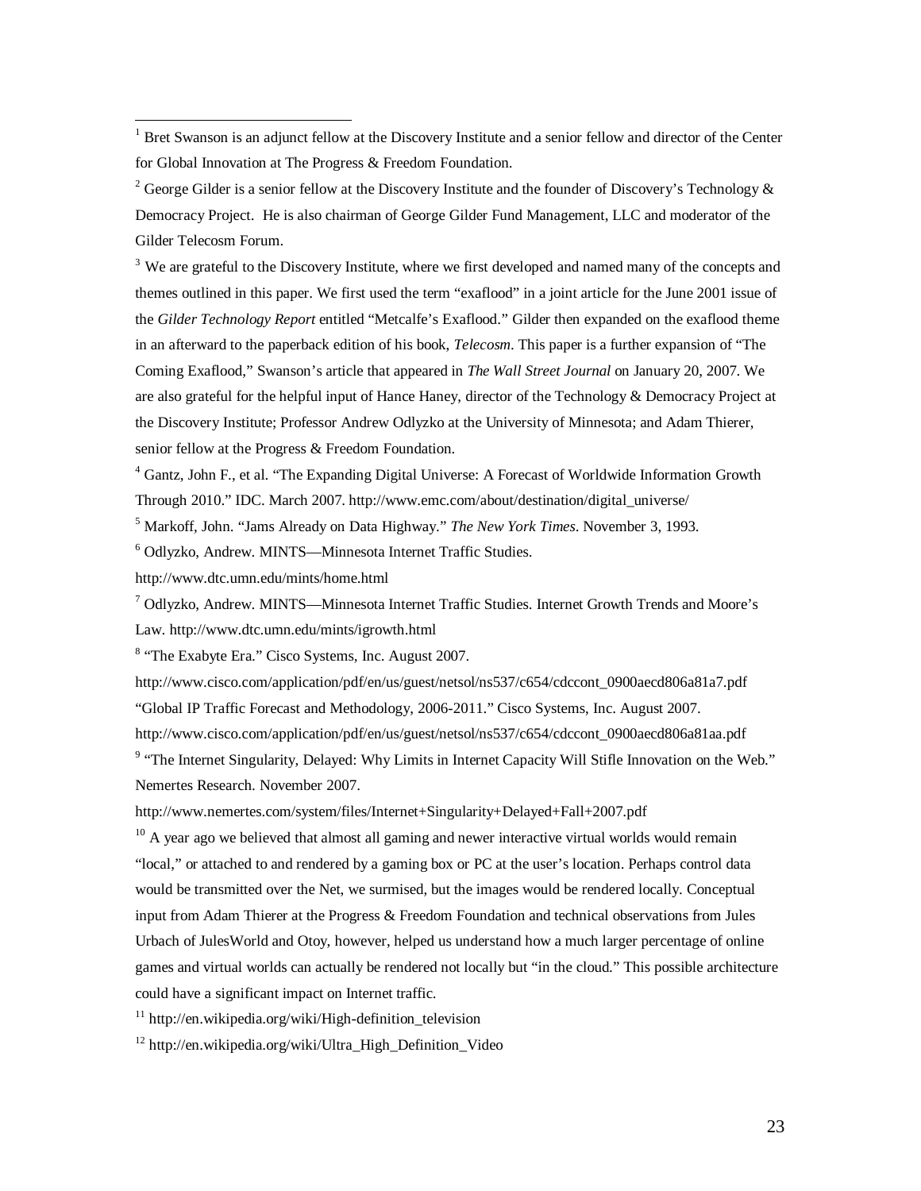[1] Bret Swanson is an adjunct fellow at the Discovery Institute and a senior fellow and director of the Center for Global Innovation at The Progress & Freedom Foundation.

[2] George Gilder is a senior fellow at the Discovery Institute and the founder of Discovery's Technology & Democracy Project. He is also chairman of George Gilder Fund Management, LLC and moderator of the Gilder Telecosm Forum.

[3] We are grateful to the Discovery Institute, where we first developed and named many of the concepts and themes outlined in this paper. We first used the term "exaflood" in a joint article for the June 2001 issue of the *Gilder Technology Report* entitled "Metcalfe's Exaflood." Gilder then expanded on the exaflood theme in an afterward to the paperback edition of his book, *Telecosm*. This paper is a further expansion of "The Coming Exaflood," Swanson's article that appeared in *The Wall Street Journal* on January 20, 2007. We are also grateful for the helpful input of Hance Haney, director of the Technology & Democracy Project at the Discovery Institute; Professor Andrew Odlyzko at the University of Minnesota; and Adam Thierer, senior fellow at the Progress & Freedom Foundation.

[4] Gantz, John F., et al. "The Expanding Digital Universe: A Forecast of Worldwide Information Growth Through 2010." IDC. March 2007. http://www.emc.com/about/destination/digital_universe/

[5] Markoff, John. "Jams Already on Data Highway." *The New York Times*. November 3, 1993.

[6] Odlyzko, Andrew. MINTS—Minnesota Internet Traffic Studies.
http://www.dtc.umn.edu/mints/home.html

[7] Odlyzko, Andrew. MINTS—Minnesota Internet Traffic Studies. Internet Growth Trends and Moore's Law. http://www.dtc.umn.edu/mints/igrowth.html

[8] "The Exabyte Era." Cisco Systems, Inc. August 2007.
http://www.cisco.com/application/pdf/en/us/guest/netsol/ns537/c654/cdccont_0900aecd806a81a7.pdf
"Global IP Traffic Forecast and Methodology, 2006-2011." Cisco Systems, Inc. August 2007.
http://www.cisco.com/application/pdf/en/us/guest/netsol/ns537/c654/cdccont_0900aecd806a81aa.pdf

[9] "The Internet Singularity, Delayed: Why Limits in Internet Capacity Will Stifle Innovation on the Web." Nemertes Research. November 2007.
http://www.nemertes.com/system/files/Internet+Singularity+Delayed+Fall+2007.pdf

[10] A year ago we believed that almost all gaming and newer interactive virtual worlds would remain "local," or attached to and rendered by a gaming box or PC at the user's location. Perhaps control data would be transmitted over the Net, we surmised, but the images would be rendered locally. Conceptual input from Adam Thierer at the Progress & Freedom Foundation and technical observations from Jules Urbach of JulesWorld and Otoy, however, helped us understand how a much larger percentage of online games and virtual worlds can actually be rendered not locally but "in the cloud." This possible architecture could have a significant impact on Internet traffic.

[11] http://en.wikipedia.org/wiki/High-definition_television

[12] http://en.wikipedia.org/wiki/Ultra_High_Definition_Video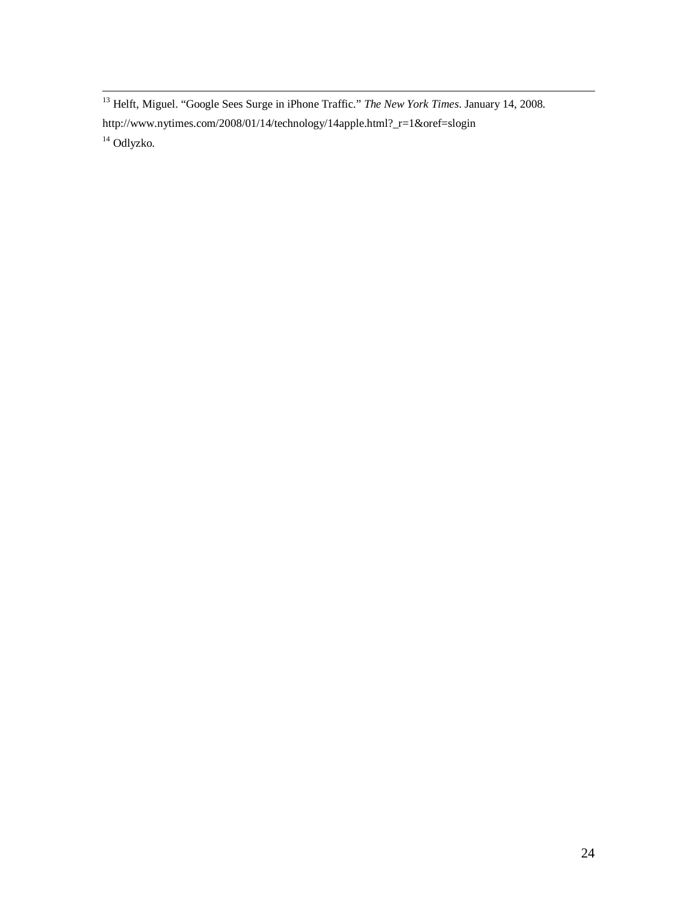[13] Helft, Miguel. "Google Sees Surge in iPhone Traffic." *The New York Times*. January 14, 2008. http://www.nytimes.com/2008/01/14/technology/14apple.html?_r=1&oref=slogin

[14] Odlyzko.